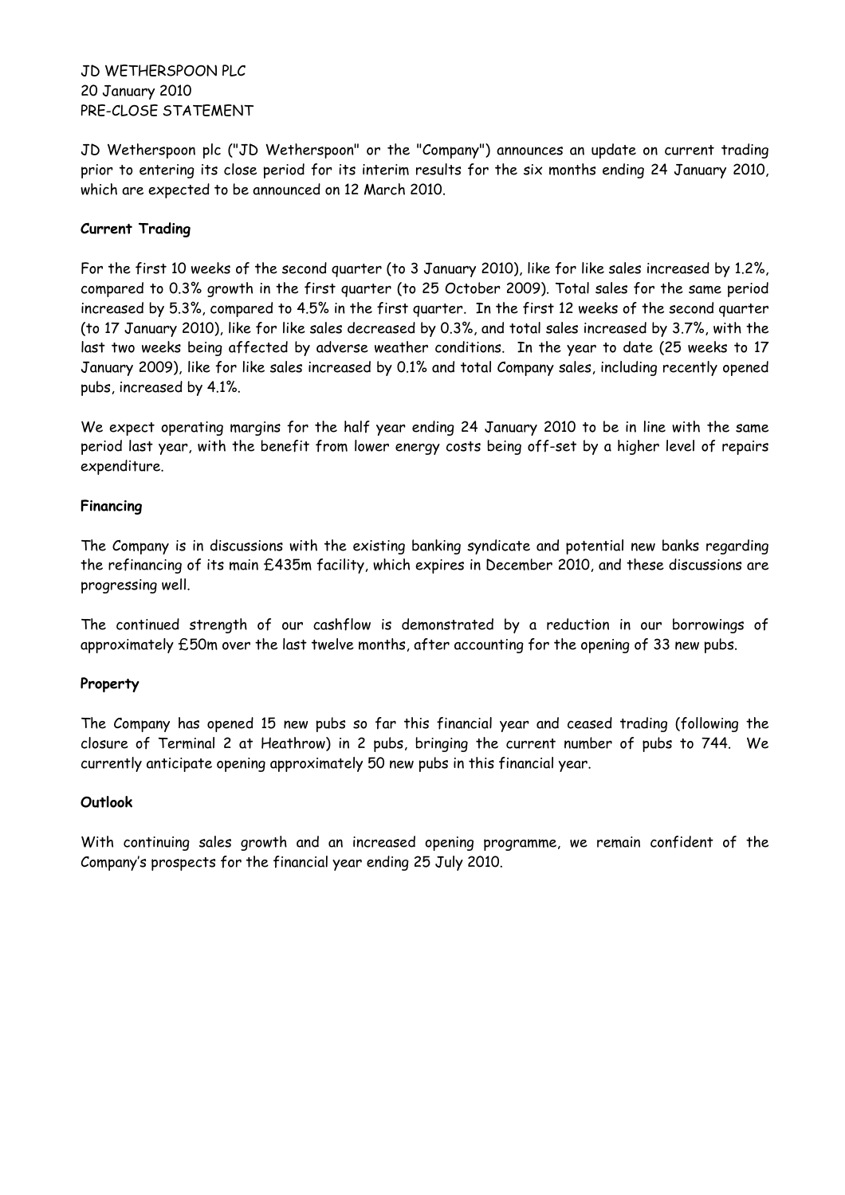JD WETHERSPOON PLC
20 January 2010
PRE-CLOSE STATEMENT

JD Wetherspoon plc ("JD Wetherspoon" or the "Company") announces an update on current trading prior to entering its close period for its interim results for the six months ending 24 January 2010, which are expected to be announced on 12 March 2010.

**Current Trading**

For the first 10 weeks of the second quarter (to 3 January 2010), like for like sales increased by 1.2%, compared to 0.3% growth in the first quarter (to 25 October 2009). Total sales for the same period increased by 5.3%, compared to 4.5% in the first quarter. In the first 12 weeks of the second quarter (to 17 January 2010), like for like sales decreased by 0.3%, and total sales increased by 3.7%, with the last two weeks being affected by adverse weather conditions. In the year to date (25 weeks to 17 January 2009), like for like sales increased by 0.1% and total Company sales, including recently opened pubs, increased by 4.1%.

We expect operating margins for the half year ending 24 January 2010 to be in line with the same period last year, with the benefit from lower energy costs being off-set by a higher level of repairs expenditure.

**Financing**

The Company is in discussions with the existing banking syndicate and potential new banks regarding the refinancing of its main £435m facility, which expires in December 2010, and these discussions are progressing well.

The continued strength of our cashflow is demonstrated by a reduction in our borrowings of approximately £50m over the last twelve months, after accounting for the opening of 33 new pubs.

**Property**

The Company has opened 15 new pubs so far this financial year and ceased trading (following the closure of Terminal 2 at Heathrow) in 2 pubs, bringing the current number of pubs to 744. We currently anticipate opening approximately 50 new pubs in this financial year.

**Outlook**

With continuing sales growth and an increased opening programme, we remain confident of the Company's prospects for the financial year ending 25 July 2010.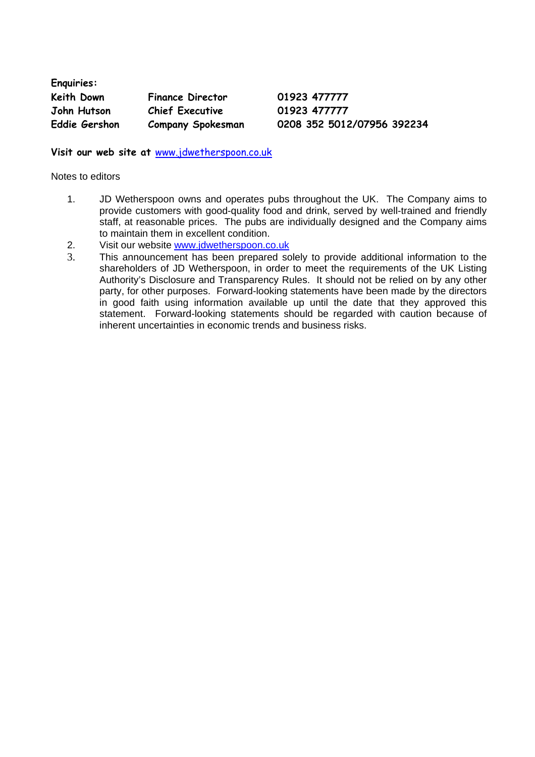**Enquiries:**

| | | |
|---|---|---|
| **Keith Down** | **Finance Director** | **01923 477777** |
| **John Hutson** | **Chief Executive** | **01923 477777** |
| **Eddie Gershon** | **Company Spokesman** | **0208 352 5012/07956 392234** |

**Visit our web site at** www.jdwetherspoon.co.uk

Notes to editors

1. JD Wetherspoon owns and operates pubs throughout the UK. The Company aims to provide customers with good-quality food and drink, served by well-trained and friendly staff, at reasonable prices. The pubs are individually designed and the Company aims to maintain them in excellent condition.
2. Visit our website www.jdwetherspoon.co.uk
3. This announcement has been prepared solely to provide additional information to the shareholders of JD Wetherspoon, in order to meet the requirements of the UK Listing Authority's Disclosure and Transparency Rules. It should not be relied on by any other party, for other purposes. Forward-looking statements have been made by the directors in good faith using information available up until the date that they approved this statement. Forward-looking statements should be regarded with caution because of inherent uncertainties in economic trends and business risks.